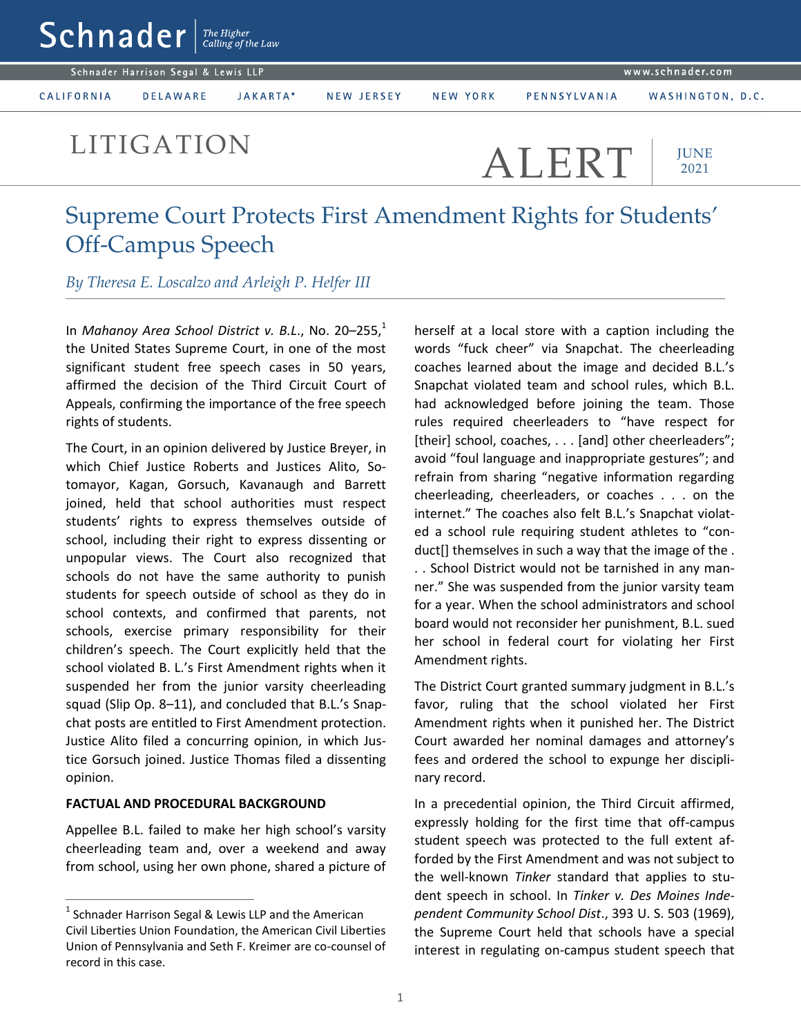Schnader | The Higher Calling of the Law

Schnader Harrison Segal & Lewis LLP | www.schnader.com

CALIFORNIA | DELAWARE | JAKARTA* | NEW JERSEY | NEW YORK | PENNSYLVANIA | WASHINGTON, D.C.

# LITIGATION ALERT

JUNE 2021

## Supreme Court Protects First Amendment Rights for Students' Off-Campus Speech

*By Theresa E. Loscalzo and Arleigh P. Helfer III*

In *Mahanoy Area School District v. B.L.*, No. 20–255,[1] the United States Supreme Court, in one of the most significant student free speech cases in 50 years, affirmed the decision of the Third Circuit Court of Appeals, confirming the importance of the free speech rights of students.

The Court, in an opinion delivered by Justice Breyer, in which Chief Justice Roberts and Justices Alito, Sotomayor, Kagan, Gorsuch, Kavanaugh and Barrett joined, held that school authorities must respect students' rights to express themselves outside of school, including their right to express dissenting or unpopular views. The Court also recognized that schools do not have the same authority to punish students for speech outside of school as they do in school contexts, and confirmed that parents, not schools, exercise primary responsibility for their children's speech. The Court explicitly held that the school violated B. L.'s First Amendment rights when it suspended her from the junior varsity cheerleading squad (Slip Op. 8–11), and concluded that B.L.'s Snapchat posts are entitled to First Amendment protection. Justice Alito filed a concurring opinion, in which Justice Gorsuch joined. Justice Thomas filed a dissenting opinion.

**FACTUAL AND PROCEDURAL BACKGROUND**

Appellee B.L. failed to make her high school's varsity cheerleading team and, over a weekend and away from school, using her own phone, shared a picture of herself at a local store with a caption including the words "fuck cheer" via Snapchat. The cheerleading coaches learned about the image and decided B.L.'s Snapchat violated team and school rules, which B.L. had acknowledged before joining the team. Those rules required cheerleaders to "have respect for [their] school, coaches, . . . [and] other cheerleaders"; avoid "foul language and inappropriate gestures"; and refrain from sharing "negative information regarding cheerleading, cheerleaders, or coaches . . . on the internet." The coaches also felt B.L.'s Snapchat violated a school rule requiring student athletes to "conduct[] themselves in such a way that the image of the . . . School District would not be tarnished in any manner." She was suspended from the junior varsity team for a year. When the school administrators and school board would not reconsider her punishment, B.L. sued her school in federal court for violating her First Amendment rights.

The District Court granted summary judgment in B.L.'s favor, ruling that the school violated her First Amendment rights when it punished her. The District Court awarded her nominal damages and attorney's fees and ordered the school to expunge her disciplinary record.

In a precedential opinion, the Third Circuit affirmed, expressly holding for the first time that off-campus student speech was protected to the full extent afforded by the First Amendment and was not subject to the well-known *Tinker* standard that applies to student speech in school. In *Tinker v. Des Moines Independent Community School Dist.*, 393 U. S. 503 (1969), the Supreme Court held that schools have a special interest in regulating on-campus student speech that

[1] Schnader Harrison Segal & Lewis LLP and the American Civil Liberties Union Foundation, the American Civil Liberties Union of Pennsylvania and Seth F. Kreimer are co-counsel of record in this case.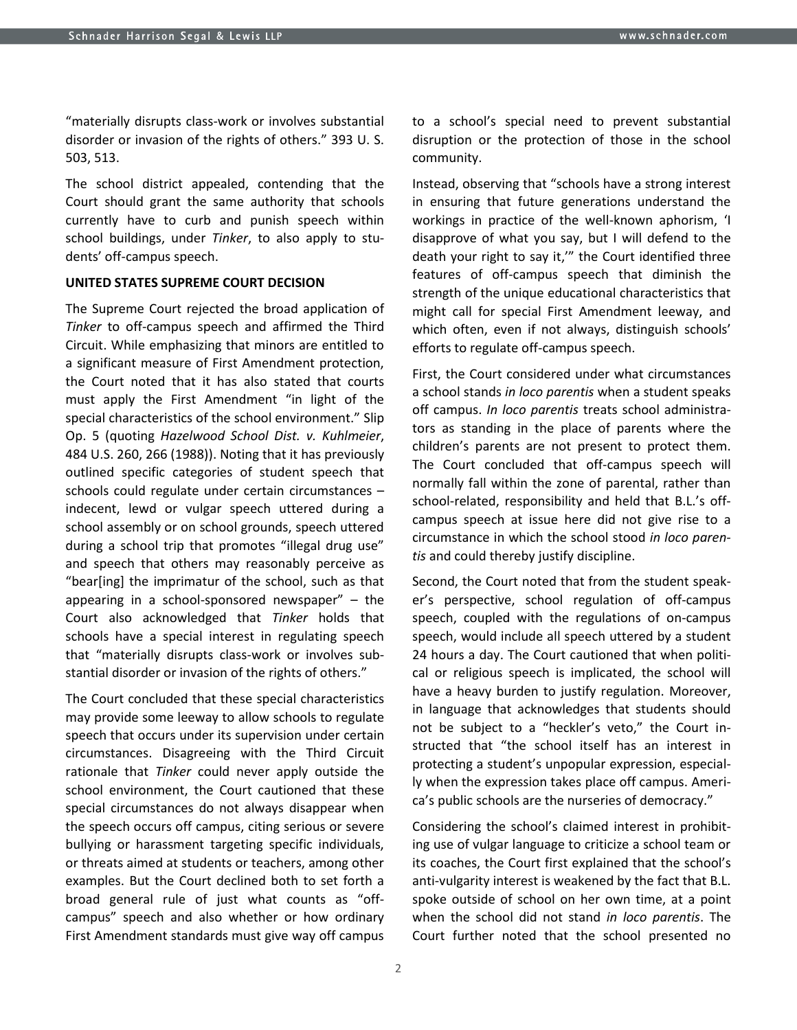"materially disrupts class-work or involves substantial disorder or invasion of the rights of others." 393 U. S. 503, 513.

The school district appealed, contending that the Court should grant the same authority that schools currently have to curb and punish speech within school buildings, under *Tinker*, to also apply to students' off-campus speech.

**UNITED STATES SUPREME COURT DECISION**

The Supreme Court rejected the broad application of *Tinker* to off-campus speech and affirmed the Third Circuit. While emphasizing that minors are entitled to a significant measure of First Amendment protection, the Court noted that it has also stated that courts must apply the First Amendment "in light of the special characteristics of the school environment." Slip Op. 5 (quoting *Hazelwood School Dist. v. Kuhlmeier*, 484 U.S. 260, 266 (1988)). Noting that it has previously outlined specific categories of student speech that schools could regulate under certain circumstances – indecent, lewd or vulgar speech uttered during a school assembly or on school grounds, speech uttered during a school trip that promotes "illegal drug use" and speech that others may reasonably perceive as "bear[ing] the imprimatur of the school, such as that appearing in a school-sponsored newspaper" – the Court also acknowledged that *Tinker* holds that schools have a special interest in regulating speech that "materially disrupts class-work or involves substantial disorder or invasion of the rights of others."

The Court concluded that these special characteristics may provide some leeway to allow schools to regulate speech that occurs under its supervision under certain circumstances. Disagreeing with the Third Circuit rationale that *Tinker* could never apply outside the school environment, the Court cautioned that these special circumstances do not always disappear when the speech occurs off campus, citing serious or severe bullying or harassment targeting specific individuals, or threats aimed at students or teachers, among other examples. But the Court declined both to set forth a broad general rule of just what counts as "off-campus" speech and also whether or how ordinary First Amendment standards must give way off campus to a school's special need to prevent substantial disruption or the protection of those in the school community.

Instead, observing that "schools have a strong interest in ensuring that future generations understand the workings in practice of the well-known aphorism, 'I disapprove of what you say, but I will defend to the death your right to say it,'" the Court identified three features of off-campus speech that diminish the strength of the unique educational characteristics that might call for special First Amendment leeway, and which often, even if not always, distinguish schools' efforts to regulate off-campus speech.

First, the Court considered under what circumstances a school stands *in loco parentis* when a student speaks off campus. *In loco parentis* treats school administrators as standing in the place of parents where the children's parents are not present to protect them. The Court concluded that off-campus speech will normally fall within the zone of parental, rather than school-related, responsibility and held that B.L.'s off-campus speech at issue here did not give rise to a circumstance in which the school stood *in loco parentis* and could thereby justify discipline.

Second, the Court noted that from the student speaker's perspective, school regulation of off-campus speech, coupled with the regulations of on-campus speech, would include all speech uttered by a student 24 hours a day. The Court cautioned that when political or religious speech is implicated, the school will have a heavy burden to justify regulation. Moreover, in language that acknowledges that students should not be subject to a "heckler's veto," the Court instructed that "the school itself has an interest in protecting a student's unpopular expression, especially when the expression takes place off campus. America's public schools are the nurseries of democracy."

Considering the school's claimed interest in prohibiting use of vulgar language to criticize a school team or its coaches, the Court first explained that the school's anti-vulgarity interest is weakened by the fact that B.L. spoke outside of school on her own time, at a point when the school did not stand *in loco parentis*. The Court further noted that the school presented no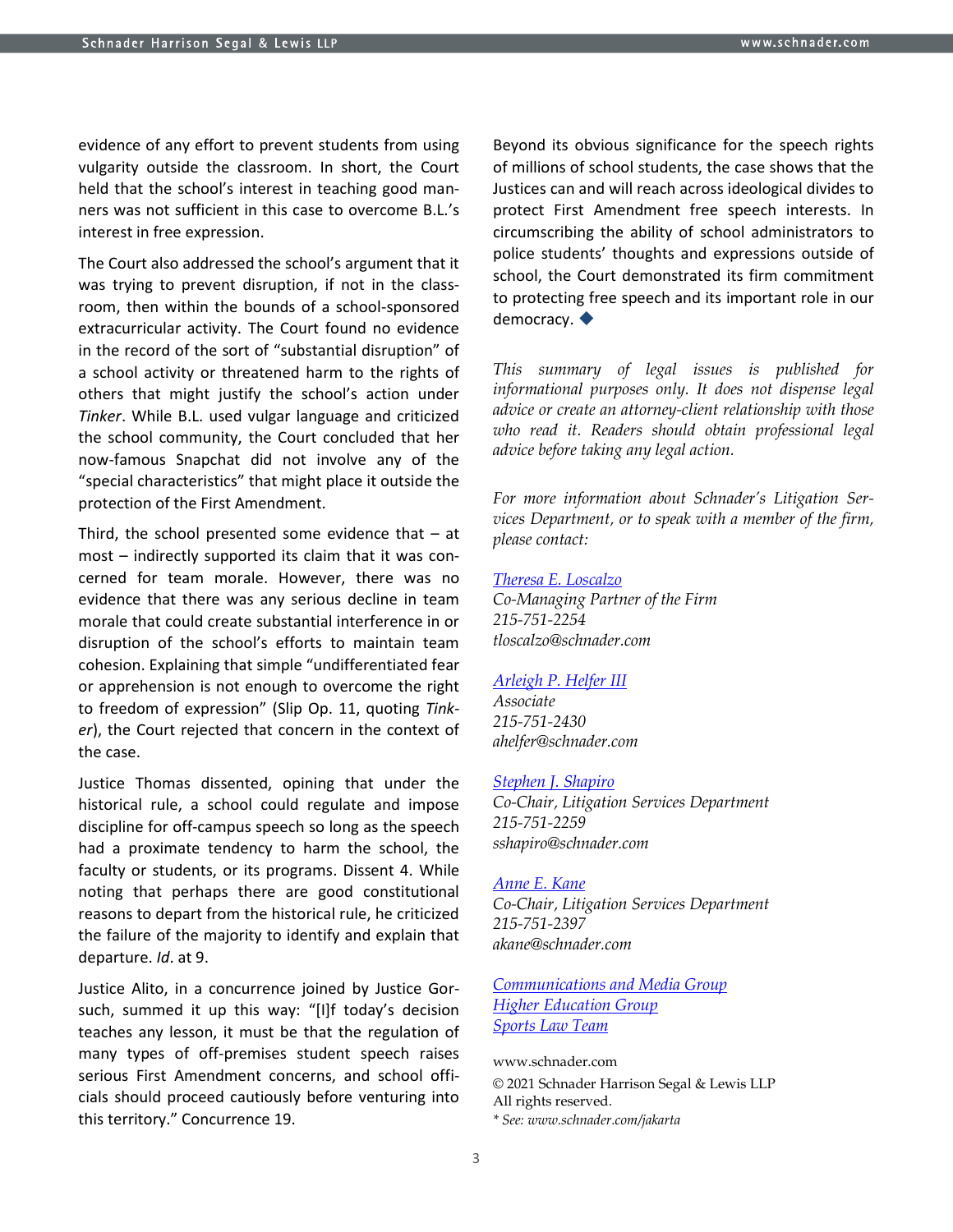evidence of any effort to prevent students from using vulgarity outside the classroom. In short, the Court held that the school's interest in teaching good manners was not sufficient in this case to overcome B.L.'s interest in free expression.

The Court also addressed the school's argument that it was trying to prevent disruption, if not in the classroom, then within the bounds of a school-sponsored extracurricular activity. The Court found no evidence in the record of the sort of "substantial disruption" of a school activity or threatened harm to the rights of others that might justify the school's action under *Tinker*. While B.L. used vulgar language and criticized the school community, the Court concluded that her now-famous Snapchat did not involve any of the "special characteristics" that might place it outside the protection of the First Amendment.

Third, the school presented some evidence that – at most – indirectly supported its claim that it was concerned for team morale. However, there was no evidence that there was any serious decline in team morale that could create substantial interference in or disruption of the school's efforts to maintain team cohesion. Explaining that simple "undifferentiated fear or apprehension is not enough to overcome the right to freedom of expression" (Slip Op. 11, quoting *Tinker*), the Court rejected that concern in the context of the case.

Justice Thomas dissented, opining that under the historical rule, a school could regulate and impose discipline for off-campus speech so long as the speech had a proximate tendency to harm the school, the faculty or students, or its programs. Dissent 4. While noting that perhaps there are good constitutional reasons to depart from the historical rule, he criticized the failure of the majority to identify and explain that departure. *Id*. at 9.

Justice Alito, in a concurrence joined by Justice Gorsuch, summed it up this way: "[I]f today's decision teaches any lesson, it must be that the regulation of many types of off-premises student speech raises serious First Amendment concerns, and school officials should proceed cautiously before venturing into this territory." Concurrence 19.

Beyond its obvious significance for the speech rights of millions of school students, the case shows that the Justices can and will reach across ideological divides to protect First Amendment free speech interests. In circumscribing the ability of school administrators to police students' thoughts and expressions outside of school, the Court demonstrated its firm commitment to protecting free speech and its important role in our democracy. ◆

*This summary of legal issues is published for informational purposes only. It does not dispense legal advice or create an attorney-client relationship with those who read it. Readers should obtain professional legal advice before taking any legal action.*

*For more information about Schnader's Litigation Services Department, or to speak with a member of the firm, please contact:*

*Theresa E. Loscalzo*
*Co-Managing Partner of the Firm*
*215-751-2254*
*tloscalzo@schnader.com*

*Arleigh P. Helfer III*
*Associate*
*215-751-2430*
*ahelfer@schnader.com*

*Stephen J. Shapiro*
*Co-Chair, Litigation Services Department*
*215-751-2259*
*sshapiro@schnader.com*

*Anne E. Kane*
*Co-Chair, Litigation Services Department*
*215-751-2397*
*akane@schnader.com*

*Communications and Media Group*
*Higher Education Group*
*Sports Law Team*

www.schnader.com
© 2021 Schnader Harrison Segal & Lewis LLP
All rights reserved.
\* *See: www.schnader.com/jakarta*